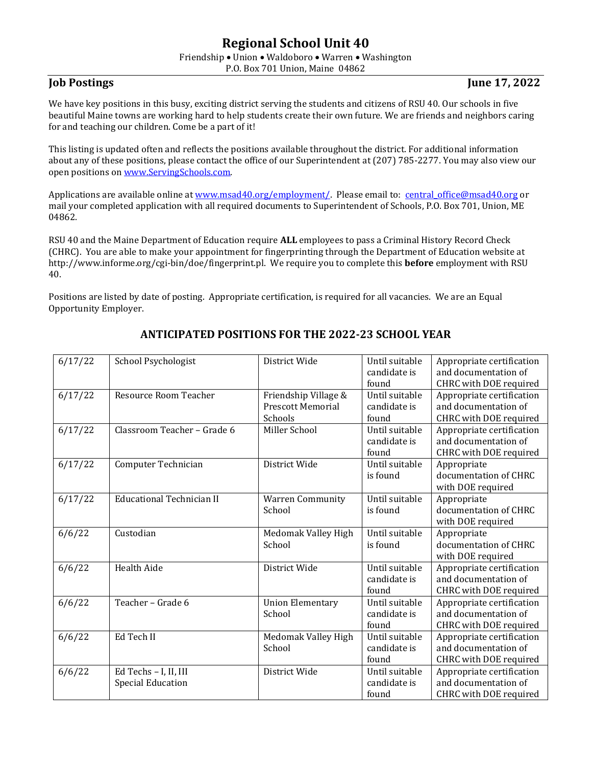# Regional School Unit 40

Friendship • Union • Waldoboro • Warren • Washington
P.O. Box 701 Union, Maine 04862

**Job Postings** **June 17, 2022**

We have key positions in this busy, exciting district serving the students and citizens of RSU 40. Our schools in five beautiful Maine towns are working hard to help students create their own future. We are friends and neighbors caring for and teaching our children. Come be a part of it!

This listing is updated often and reflects the positions available throughout the district. For additional information about any of these positions, please contact the office of our Superintendent at (207) 785-2277. You may also view our open positions on www.ServingSchools.com.

Applications are available online at www.msad40.org/employment/. Please email to: central_office@msad40.org or mail your completed application with all required documents to Superintendent of Schools, P.O. Box 701, Union, ME 04862.

RSU 40 and the Maine Department of Education require **ALL** employees to pass a Criminal History Record Check (CHRC). You are able to make your appointment for fingerprinting through the Department of Education website at http://www.informe.org/cgi-bin/doe/fingerprint.pl. We require you to complete this **before** employment with RSU 40.

Positions are listed by date of posting. Appropriate certification, is required for all vacancies. We are an Equal Opportunity Employer.

## ANTICIPATED POSITIONS FOR THE 2022-23 SCHOOL YEAR

| | | | | |
|---|---|---|---|---|
| 6/17/22 | School Psychologist | District Wide | Until suitable candidate is found | Appropriate certification and documentation of CHRC with DOE required |
| 6/17/22 | Resource Room Teacher | Friendship Village & Prescott Memorial Schools | Until suitable candidate is found | Appropriate certification and documentation of CHRC with DOE required |
| 6/17/22 | Classroom Teacher – Grade 6 | Miller School | Until suitable candidate is found | Appropriate certification and documentation of CHRC with DOE required |
| 6/17/22 | Computer Technician | District Wide | Until suitable is found | Appropriate documentation of CHRC with DOE required |
| 6/17/22 | Educational Technician II | Warren Community School | Until suitable is found | Appropriate documentation of CHRC with DOE required |
| 6/6/22 | Custodian | Medomak Valley High School | Until suitable is found | Appropriate documentation of CHRC with DOE required |
| 6/6/22 | Health Aide | District Wide | Until suitable candidate is found | Appropriate certification and documentation of CHRC with DOE required |
| 6/6/22 | Teacher – Grade 6 | Union Elementary School | Until suitable candidate is found | Appropriate certification and documentation of CHRC with DOE required |
| 6/6/22 | Ed Tech II | Medomak Valley High School | Until suitable candidate is found | Appropriate certification and documentation of CHRC with DOE required |
| 6/6/22 | Ed Techs – I, II, III Special Education | District Wide | Until suitable candidate is found | Appropriate certification and documentation of CHRC with DOE required |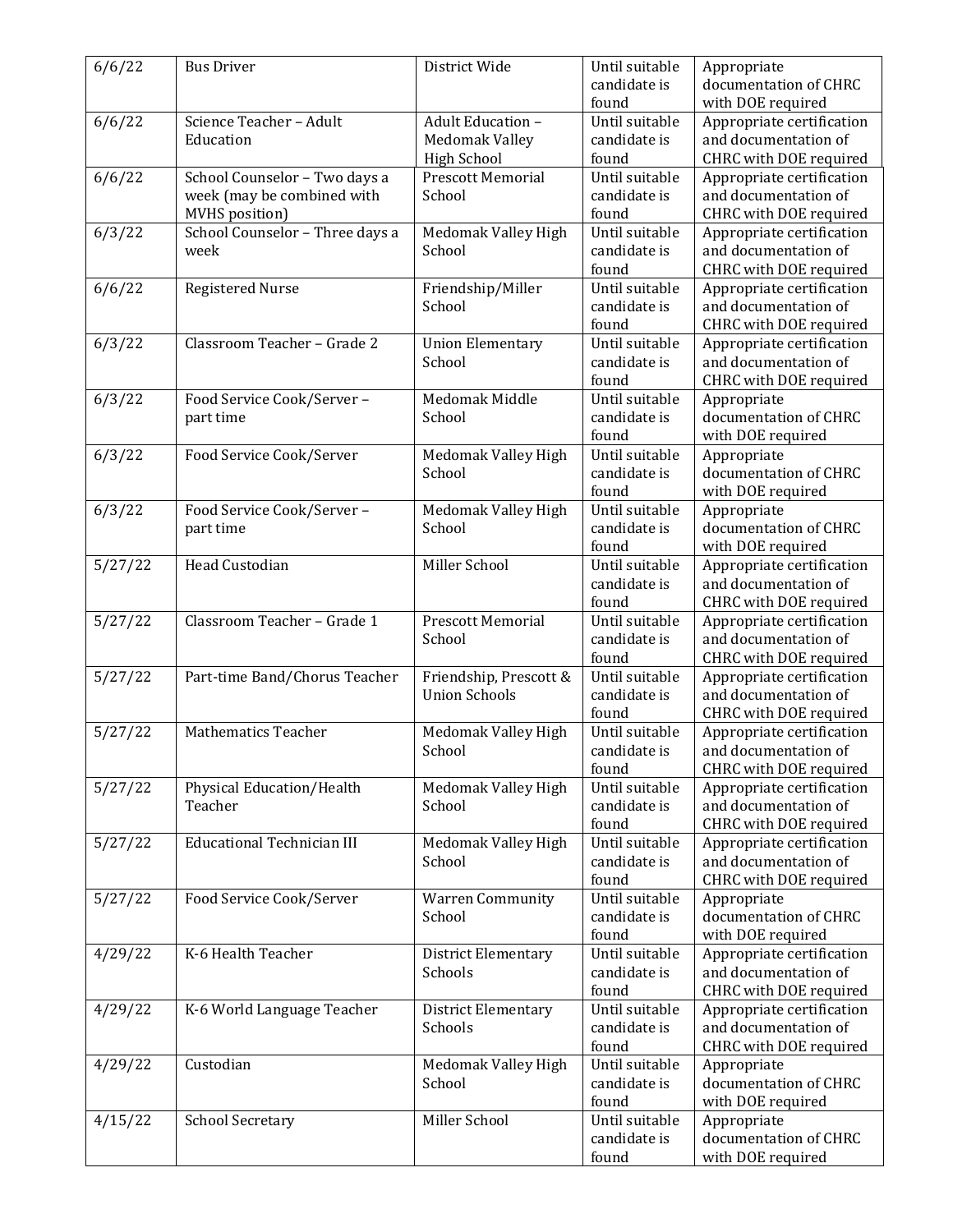| | | | | |
|---|---|---|---|---|
| 6/6/22 | Bus Driver | District Wide | Until suitable candidate is found | Appropriate documentation of CHRC with DOE required |
| 6/6/22 | Science Teacher – Adult Education | Adult Education – Medomak Valley High School | Until suitable candidate is found | Appropriate certification and documentation of CHRC with DOE required |
| 6/6/22 | School Counselor – Two days a week (may be combined with MVHS position) | Prescott Memorial School | Until suitable candidate is found | Appropriate certification and documentation of CHRC with DOE required |
| 6/3/22 | School Counselor – Three days a week | Medomak Valley High School | Until suitable candidate is found | Appropriate certification and documentation of CHRC with DOE required |
| 6/6/22 | Registered Nurse | Friendship/Miller School | Until suitable candidate is found | Appropriate certification and documentation of CHRC with DOE required |
| 6/3/22 | Classroom Teacher – Grade 2 | Union Elementary School | Until suitable candidate is found | Appropriate certification and documentation of CHRC with DOE required |
| 6/3/22 | Food Service Cook/Server – part time | Medomak Middle School | Until suitable candidate is found | Appropriate documentation of CHRC with DOE required |
| 6/3/22 | Food Service Cook/Server | Medomak Valley High School | Until suitable candidate is found | Appropriate documentation of CHRC with DOE required |
| 6/3/22 | Food Service Cook/Server – part time | Medomak Valley High School | Until suitable candidate is found | Appropriate documentation of CHRC with DOE required |
| 5/27/22 | Head Custodian | Miller School | Until suitable candidate is found | Appropriate certification and documentation of CHRC with DOE required |
| 5/27/22 | Classroom Teacher – Grade 1 | Prescott Memorial School | Until suitable candidate is found | Appropriate certification and documentation of CHRC with DOE required |
| 5/27/22 | Part-time Band/Chorus Teacher | Friendship, Prescott & Union Schools | Until suitable candidate is found | Appropriate certification and documentation of CHRC with DOE required |
| 5/27/22 | Mathematics Teacher | Medomak Valley High School | Until suitable candidate is found | Appropriate certification and documentation of CHRC with DOE required |
| 5/27/22 | Physical Education/Health Teacher | Medomak Valley High School | Until suitable candidate is found | Appropriate certification and documentation of CHRC with DOE required |
| 5/27/22 | Educational Technician III | Medomak Valley High School | Until suitable candidate is found | Appropriate certification and documentation of CHRC with DOE required |
| 5/27/22 | Food Service Cook/Server | Warren Community School | Until suitable candidate is found | Appropriate documentation of CHRC with DOE required |
| 4/29/22 | K-6 Health Teacher | District Elementary Schools | Until suitable candidate is found | Appropriate certification and documentation of CHRC with DOE required |
| 4/29/22 | K-6 World Language Teacher | District Elementary Schools | Until suitable candidate is found | Appropriate certification and documentation of CHRC with DOE required |
| 4/29/22 | Custodian | Medomak Valley High School | Until suitable candidate is found | Appropriate documentation of CHRC with DOE required |
| 4/15/22 | School Secretary | Miller School | Until suitable candidate is found | Appropriate documentation of CHRC with DOE required |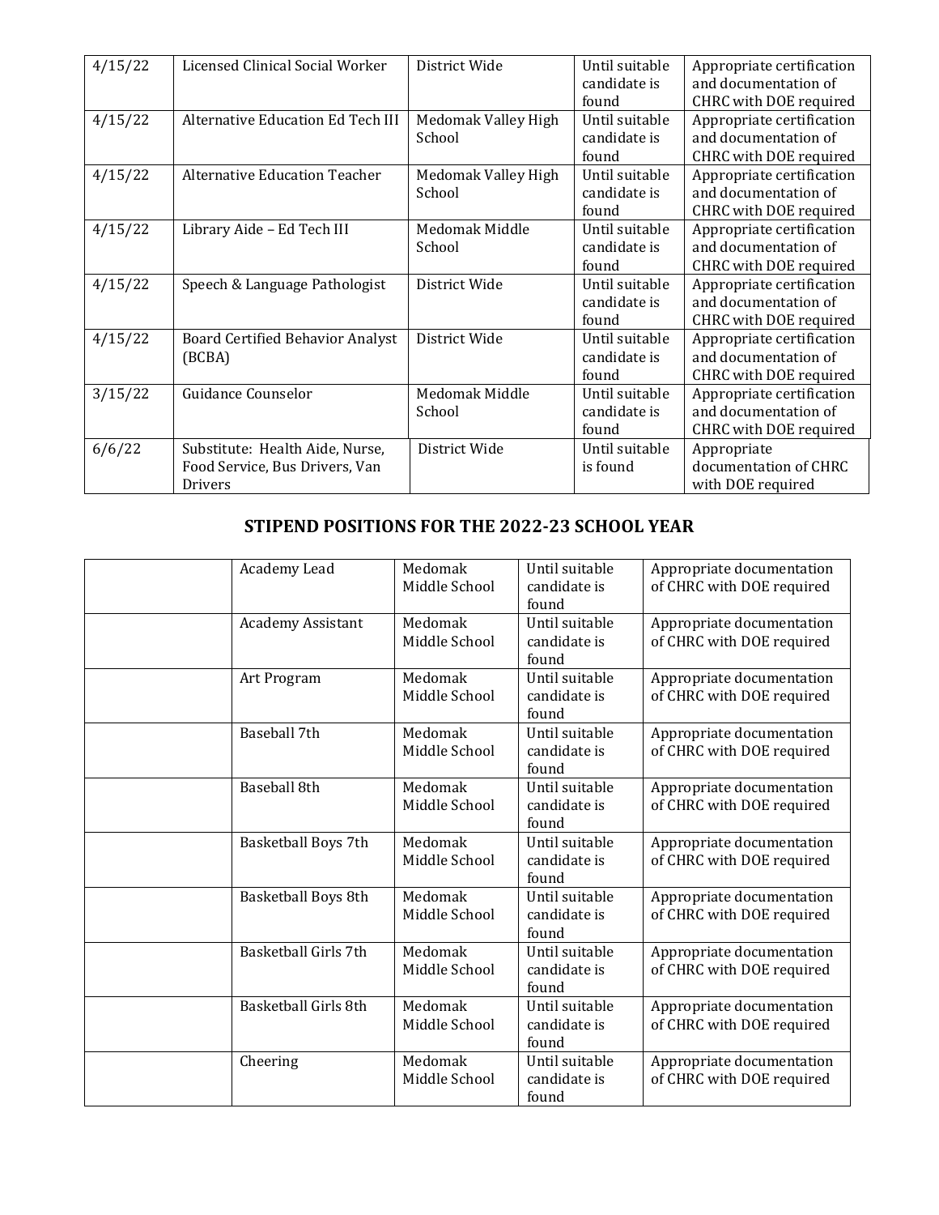| 4/15/22 | Licensed Clinical Social Worker | District Wide | Until suitable candidate is found | Appropriate certification and documentation of CHRC with DOE required |
|---|---|---|---|---|
| 4/15/22 | Alternative Education Ed Tech III | Medomak Valley High School | Until suitable candidate is found | Appropriate certification and documentation of CHRC with DOE required |
| 4/15/22 | Alternative Education Teacher | Medomak Valley High School | Until suitable candidate is found | Appropriate certification and documentation of CHRC with DOE required |
| 4/15/22 | Library Aide – Ed Tech III | Medomak Middle School | Until suitable candidate is found | Appropriate certification and documentation of CHRC with DOE required |
| 4/15/22 | Speech & Language Pathologist | District Wide | Until suitable candidate is found | Appropriate certification and documentation of CHRC with DOE required |
| 4/15/22 | Board Certified Behavior Analyst (BCBA) | District Wide | Until suitable candidate is found | Appropriate certification and documentation of CHRC with DOE required |
| 3/15/22 | Guidance Counselor | Medomak Middle School | Until suitable candidate is found | Appropriate certification and documentation of CHRC with DOE required |
| 6/6/22 | Substitute: Health Aide, Nurse, Food Service, Bus Drivers, Van Drivers | District Wide | Until suitable is found | Appropriate documentation of CHRC with DOE required |

## STIPEND POSITIONS FOR THE 2022-23 SCHOOL YEAR

| | Academy Lead | Medomak Middle School | Until suitable candidate is found | Appropriate documentation of CHRC with DOE required |
|---|---|---|---|---|
| | Academy Assistant | Medomak Middle School | Until suitable candidate is found | Appropriate documentation of CHRC with DOE required |
| | Art Program | Medomak Middle School | Until suitable candidate is found | Appropriate documentation of CHRC with DOE required |
| | Baseball 7th | Medomak Middle School | Until suitable candidate is found | Appropriate documentation of CHRC with DOE required |
| | Baseball 8th | Medomak Middle School | Until suitable candidate is found | Appropriate documentation of CHRC with DOE required |
| | Basketball Boys 7th | Medomak Middle School | Until suitable candidate is found | Appropriate documentation of CHRC with DOE required |
| | Basketball Boys 8th | Medomak Middle School | Until suitable candidate is found | Appropriate documentation of CHRC with DOE required |
| | Basketball Girls 7th | Medomak Middle School | Until suitable candidate is found | Appropriate documentation of CHRC with DOE required |
| | Basketball Girls 8th | Medomak Middle School | Until suitable candidate is found | Appropriate documentation of CHRC with DOE required |
| | Cheering | Medomak Middle School | Until suitable candidate is found | Appropriate documentation of CHRC with DOE required |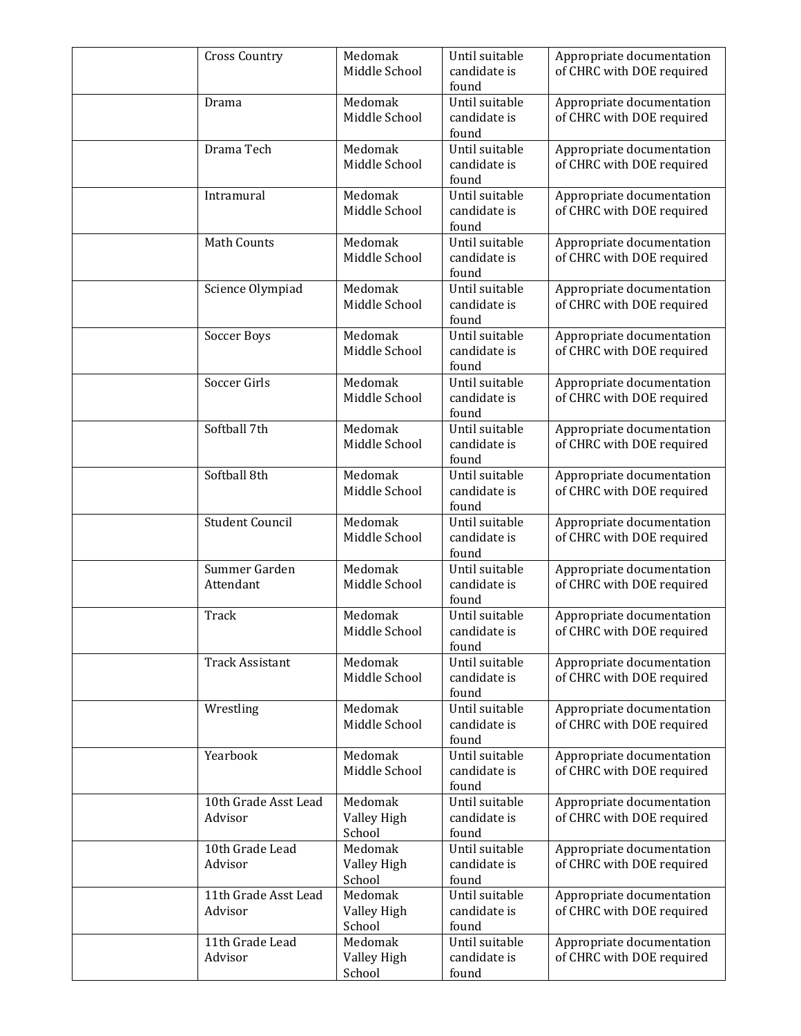| | | | | |
|---|---|---|---|---|
| | Cross Country | Medomak Middle School | Until suitable candidate is found | Appropriate documentation of CHRC with DOE required |
| | Drama | Medomak Middle School | Until suitable candidate is found | Appropriate documentation of CHRC with DOE required |
| | Drama Tech | Medomak Middle School | Until suitable candidate is found | Appropriate documentation of CHRC with DOE required |
| | Intramural | Medomak Middle School | Until suitable candidate is found | Appropriate documentation of CHRC with DOE required |
| | Math Counts | Medomak Middle School | Until suitable candidate is found | Appropriate documentation of CHRC with DOE required |
| | Science Olympiad | Medomak Middle School | Until suitable candidate is found | Appropriate documentation of CHRC with DOE required |
| | Soccer Boys | Medomak Middle School | Until suitable candidate is found | Appropriate documentation of CHRC with DOE required |
| | Soccer Girls | Medomak Middle School | Until suitable candidate is found | Appropriate documentation of CHRC with DOE required |
| | Softball 7th | Medomak Middle School | Until suitable candidate is found | Appropriate documentation of CHRC with DOE required |
| | Softball 8th | Medomak Middle School | Until suitable candidate is found | Appropriate documentation of CHRC with DOE required |
| | Student Council | Medomak Middle School | Until suitable candidate is found | Appropriate documentation of CHRC with DOE required |
| | Summer Garden Attendant | Medomak Middle School | Until suitable candidate is found | Appropriate documentation of CHRC with DOE required |
| | Track | Medomak Middle School | Until suitable candidate is found | Appropriate documentation of CHRC with DOE required |
| | Track Assistant | Medomak Middle School | Until suitable candidate is found | Appropriate documentation of CHRC with DOE required |
| | Wrestling | Medomak Middle School | Until suitable candidate is found | Appropriate documentation of CHRC with DOE required |
| | Yearbook | Medomak Middle School | Until suitable candidate is found | Appropriate documentation of CHRC with DOE required |
| | 10th Grade Asst Lead Advisor | Medomak Valley High School | Until suitable candidate is found | Appropriate documentation of CHRC with DOE required |
| | 10th Grade Lead Advisor | Medomak Valley High School | Until suitable candidate is found | Appropriate documentation of CHRC with DOE required |
| | 11th Grade Asst Lead Advisor | Medomak Valley High School | Until suitable candidate is found | Appropriate documentation of CHRC with DOE required |
| | 11th Grade Lead Advisor | Medomak Valley High School | Until suitable candidate is found | Appropriate documentation of CHRC with DOE required |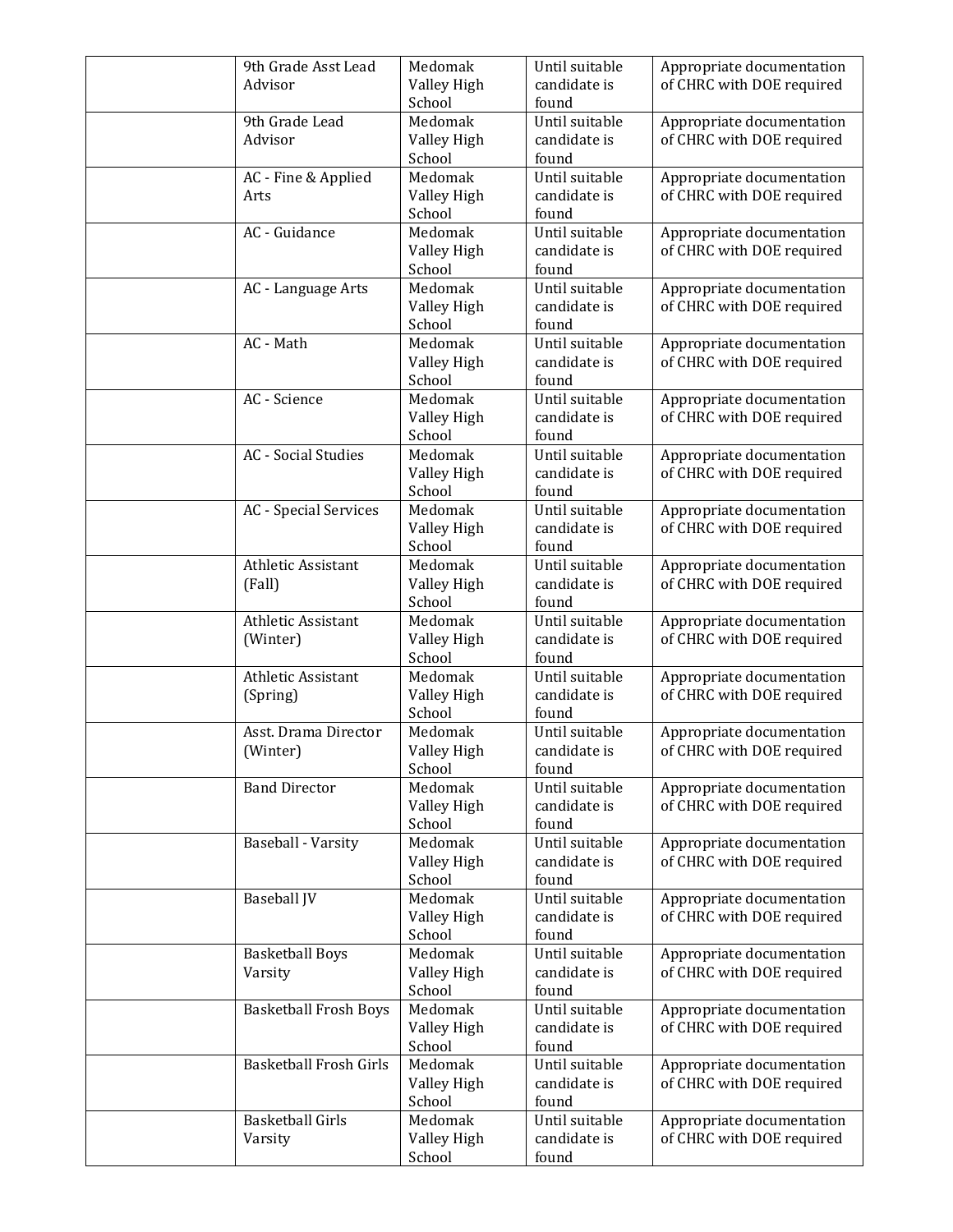| | | | | |
|---|---|---|---|---|
| | 9th Grade Asst Lead Advisor | Medomak Valley High School | Until suitable candidate is found | Appropriate documentation of CHRC with DOE required |
| | 9th Grade Lead Advisor | Medomak Valley High School | Until suitable candidate is found | Appropriate documentation of CHRC with DOE required |
| | AC - Fine & Applied Arts | Medomak Valley High School | Until suitable candidate is found | Appropriate documentation of CHRC with DOE required |
| | AC - Guidance | Medomak Valley High School | Until suitable candidate is found | Appropriate documentation of CHRC with DOE required |
| | AC - Language Arts | Medomak Valley High School | Until suitable candidate is found | Appropriate documentation of CHRC with DOE required |
| | AC - Math | Medomak Valley High School | Until suitable candidate is found | Appropriate documentation of CHRC with DOE required |
| | AC - Science | Medomak Valley High School | Until suitable candidate is found | Appropriate documentation of CHRC with DOE required |
| | AC - Social Studies | Medomak Valley High School | Until suitable candidate is found | Appropriate documentation of CHRC with DOE required |
| | AC - Special Services | Medomak Valley High School | Until suitable candidate is found | Appropriate documentation of CHRC with DOE required |
| | Athletic Assistant (Fall) | Medomak Valley High School | Until suitable candidate is found | Appropriate documentation of CHRC with DOE required |
| | Athletic Assistant (Winter) | Medomak Valley High School | Until suitable candidate is found | Appropriate documentation of CHRC with DOE required |
| | Athletic Assistant (Spring) | Medomak Valley High School | Until suitable candidate is found | Appropriate documentation of CHRC with DOE required |
| | Asst. Drama Director (Winter) | Medomak Valley High School | Until suitable candidate is found | Appropriate documentation of CHRC with DOE required |
| | Band Director | Medomak Valley High School | Until suitable candidate is found | Appropriate documentation of CHRC with DOE required |
| | Baseball - Varsity | Medomak Valley High School | Until suitable candidate is found | Appropriate documentation of CHRC with DOE required |
| | Baseball JV | Medomak Valley High School | Until suitable candidate is found | Appropriate documentation of CHRC with DOE required |
| | Basketball Boys Varsity | Medomak Valley High School | Until suitable candidate is found | Appropriate documentation of CHRC with DOE required |
| | Basketball Frosh Boys | Medomak Valley High School | Until suitable candidate is found | Appropriate documentation of CHRC with DOE required |
| | Basketball Frosh Girls | Medomak Valley High School | Until suitable candidate is found | Appropriate documentation of CHRC with DOE required |
| | Basketball Girls Varsity | Medomak Valley High School | Until suitable candidate is found | Appropriate documentation of CHRC with DOE required |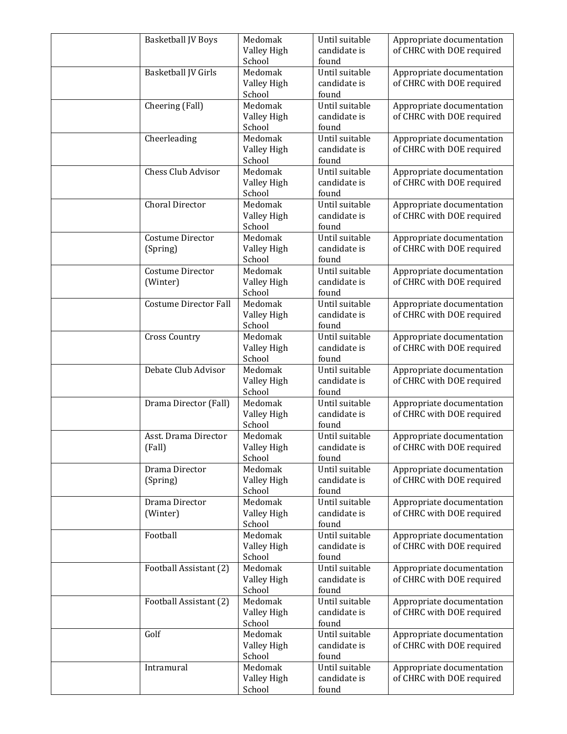| | | | | |
|---|---|---|---|---|
| | Basketball JV Boys | Medomak Valley High School | Until suitable candidate is found | Appropriate documentation of CHRC with DOE required |
| | Basketball JV Girls | Medomak Valley High School | Until suitable candidate is found | Appropriate documentation of CHRC with DOE required |
| | Cheering (Fall) | Medomak Valley High School | Until suitable candidate is found | Appropriate documentation of CHRC with DOE required |
| | Cheerleading | Medomak Valley High School | Until suitable candidate is found | Appropriate documentation of CHRC with DOE required |
| | Chess Club Advisor | Medomak Valley High School | Until suitable candidate is found | Appropriate documentation of CHRC with DOE required |
| | Choral Director | Medomak Valley High School | Until suitable candidate is found | Appropriate documentation of CHRC with DOE required |
| | Costume Director (Spring) | Medomak Valley High School | Until suitable candidate is found | Appropriate documentation of CHRC with DOE required |
| | Costume Director (Winter) | Medomak Valley High School | Until suitable candidate is found | Appropriate documentation of CHRC with DOE required |
| | Costume Director Fall | Medomak Valley High School | Until suitable candidate is found | Appropriate documentation of CHRC with DOE required |
| | Cross Country | Medomak Valley High School | Until suitable candidate is found | Appropriate documentation of CHRC with DOE required |
| | Debate Club Advisor | Medomak Valley High School | Until suitable candidate is found | Appropriate documentation of CHRC with DOE required |
| | Drama Director (Fall) | Medomak Valley High School | Until suitable candidate is found | Appropriate documentation of CHRC with DOE required |
| | Asst. Drama Director (Fall) | Medomak Valley High School | Until suitable candidate is found | Appropriate documentation of CHRC with DOE required |
| | Drama Director (Spring) | Medomak Valley High School | Until suitable candidate is found | Appropriate documentation of CHRC with DOE required |
| | Drama Director (Winter) | Medomak Valley High School | Until suitable candidate is found | Appropriate documentation of CHRC with DOE required |
| | Football | Medomak Valley High School | Until suitable candidate is found | Appropriate documentation of CHRC with DOE required |
| | Football Assistant (2) | Medomak Valley High School | Until suitable candidate is found | Appropriate documentation of CHRC with DOE required |
| | Football Assistant (2) | Medomak Valley High School | Until suitable candidate is found | Appropriate documentation of CHRC with DOE required |
| | Golf | Medomak Valley High School | Until suitable candidate is found | Appropriate documentation of CHRC with DOE required |
| | Intramural | Medomak Valley High School | Until suitable candidate is found | Appropriate documentation of CHRC with DOE required |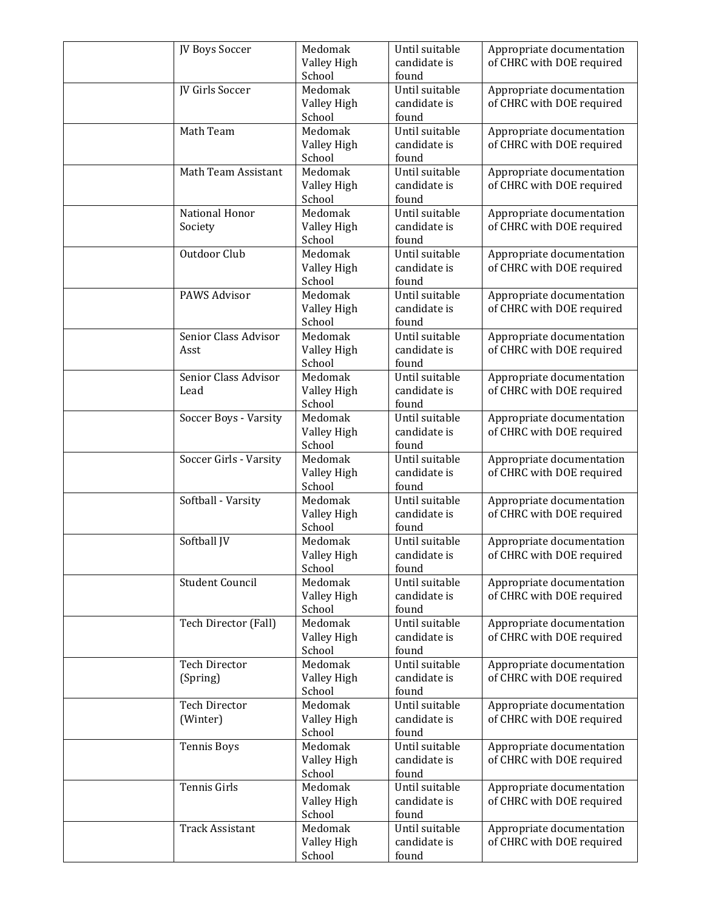| | | | | |
|---|---|---|---|---|
| | JV Boys Soccer | Medomak Valley High School | Until suitable candidate is found | Appropriate documentation of CHRC with DOE required |
| | JV Girls Soccer | Medomak Valley High School | Until suitable candidate is found | Appropriate documentation of CHRC with DOE required |
| | Math Team | Medomak Valley High School | Until suitable candidate is found | Appropriate documentation of CHRC with DOE required |
| | Math Team Assistant | Medomak Valley High School | Until suitable candidate is found | Appropriate documentation of CHRC with DOE required |
| | National Honor Society | Medomak Valley High School | Until suitable candidate is found | Appropriate documentation of CHRC with DOE required |
| | Outdoor Club | Medomak Valley High School | Until suitable candidate is found | Appropriate documentation of CHRC with DOE required |
| | PAWS Advisor | Medomak Valley High School | Until suitable candidate is found | Appropriate documentation of CHRC with DOE required |
| | Senior Class Advisor Asst | Medomak Valley High School | Until suitable candidate is found | Appropriate documentation of CHRC with DOE required |
| | Senior Class Advisor Lead | Medomak Valley High School | Until suitable candidate is found | Appropriate documentation of CHRC with DOE required |
| | Soccer Boys - Varsity | Medomak Valley High School | Until suitable candidate is found | Appropriate documentation of CHRC with DOE required |
| | Soccer Girls - Varsity | Medomak Valley High School | Until suitable candidate is found | Appropriate documentation of CHRC with DOE required |
| | Softball - Varsity | Medomak Valley High School | Until suitable candidate is found | Appropriate documentation of CHRC with DOE required |
| | Softball JV | Medomak Valley High School | Until suitable candidate is found | Appropriate documentation of CHRC with DOE required |
| | Student Council | Medomak Valley High School | Until suitable candidate is found | Appropriate documentation of CHRC with DOE required |
| | Tech Director (Fall) | Medomak Valley High School | Until suitable candidate is found | Appropriate documentation of CHRC with DOE required |
| | Tech Director (Spring) | Medomak Valley High School | Until suitable candidate is found | Appropriate documentation of CHRC with DOE required |
| | Tech Director (Winter) | Medomak Valley High School | Until suitable candidate is found | Appropriate documentation of CHRC with DOE required |
| | Tennis Boys | Medomak Valley High School | Until suitable candidate is found | Appropriate documentation of CHRC with DOE required |
| | Tennis Girls | Medomak Valley High School | Until suitable candidate is found | Appropriate documentation of CHRC with DOE required |
| | Track Assistant | Medomak Valley High School | Until suitable candidate is found | Appropriate documentation of CHRC with DOE required |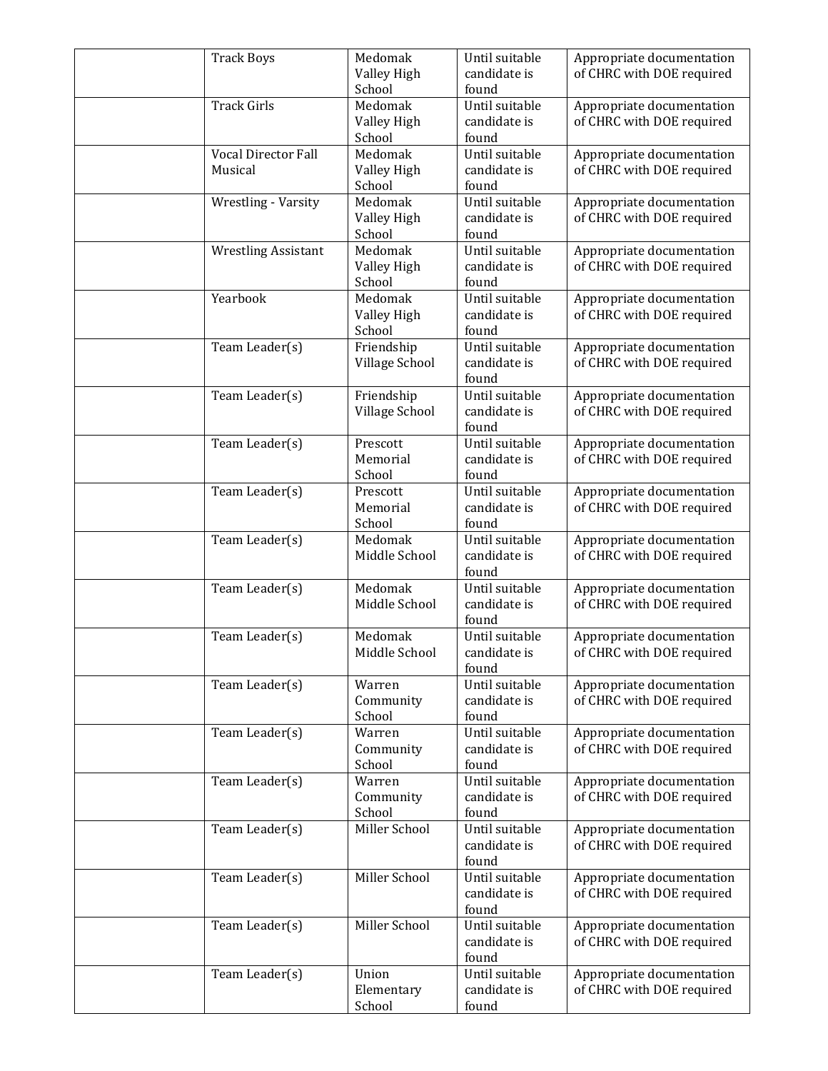| | | | | |
|---|---|---|---|---|
| | Track Boys | Medomak Valley High School | Until suitable candidate is found | Appropriate documentation of CHRC with DOE required |
| | Track Girls | Medomak Valley High School | Until suitable candidate is found | Appropriate documentation of CHRC with DOE required |
| | Vocal Director Fall Musical | Medomak Valley High School | Until suitable candidate is found | Appropriate documentation of CHRC with DOE required |
| | Wrestling - Varsity | Medomak Valley High School | Until suitable candidate is found | Appropriate documentation of CHRC with DOE required |
| | Wrestling Assistant | Medomak Valley High School | Until suitable candidate is found | Appropriate documentation of CHRC with DOE required |
| | Yearbook | Medomak Valley High School | Until suitable candidate is found | Appropriate documentation of CHRC with DOE required |
| | Team Leader(s) | Friendship Village School | Until suitable candidate is found | Appropriate documentation of CHRC with DOE required |
| | Team Leader(s) | Friendship Village School | Until suitable candidate is found | Appropriate documentation of CHRC with DOE required |
| | Team Leader(s) | Prescott Memorial School | Until suitable candidate is found | Appropriate documentation of CHRC with DOE required |
| | Team Leader(s) | Prescott Memorial School | Until suitable candidate is found | Appropriate documentation of CHRC with DOE required |
| | Team Leader(s) | Medomak Middle School | Until suitable candidate is found | Appropriate documentation of CHRC with DOE required |
| | Team Leader(s) | Medomak Middle School | Until suitable candidate is found | Appropriate documentation of CHRC with DOE required |
| | Team Leader(s) | Medomak Middle School | Until suitable candidate is found | Appropriate documentation of CHRC with DOE required |
| | Team Leader(s) | Warren Community School | Until suitable candidate is found | Appropriate documentation of CHRC with DOE required |
| | Team Leader(s) | Warren Community School | Until suitable candidate is found | Appropriate documentation of CHRC with DOE required |
| | Team Leader(s) | Warren Community School | Until suitable candidate is found | Appropriate documentation of CHRC with DOE required |
| | Team Leader(s) | Miller School | Until suitable candidate is found | Appropriate documentation of CHRC with DOE required |
| | Team Leader(s) | Miller School | Until suitable candidate is found | Appropriate documentation of CHRC with DOE required |
| | Team Leader(s) | Miller School | Until suitable candidate is found | Appropriate documentation of CHRC with DOE required |
| | Team Leader(s) | Union Elementary School | Until suitable candidate is found | Appropriate documentation of CHRC with DOE required |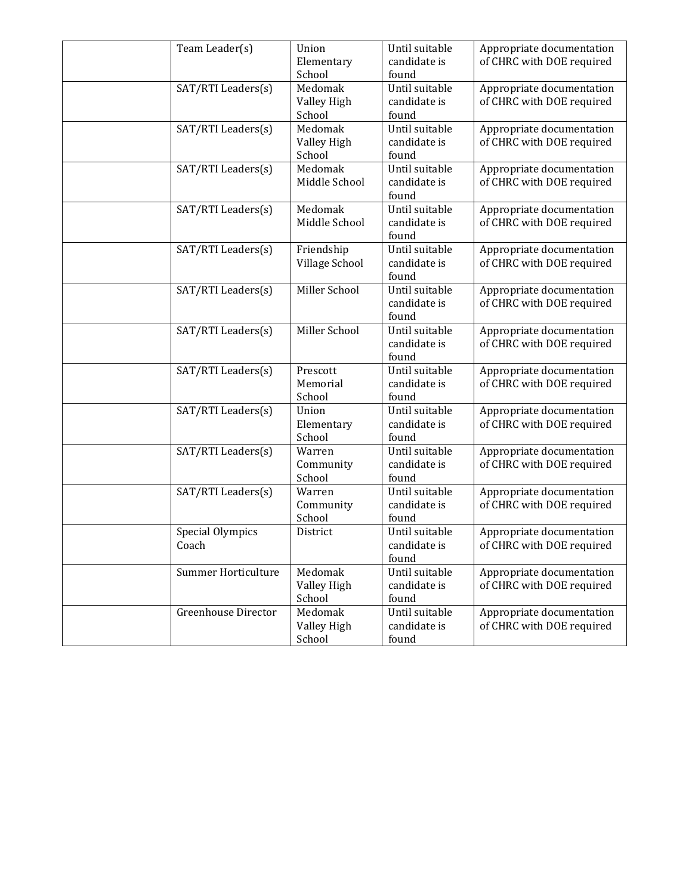| | | | | |
|---|---|---|---|---|
| | Team Leader(s) | Union Elementary School | Until suitable candidate is found | Appropriate documentation of CHRC with DOE required |
| | SAT/RTI Leaders(s) | Medomak Valley High School | Until suitable candidate is found | Appropriate documentation of CHRC with DOE required |
| | SAT/RTI Leaders(s) | Medomak Valley High School | Until suitable candidate is found | Appropriate documentation of CHRC with DOE required |
| | SAT/RTI Leaders(s) | Medomak Middle School | Until suitable candidate is found | Appropriate documentation of CHRC with DOE required |
| | SAT/RTI Leaders(s) | Medomak Middle School | Until suitable candidate is found | Appropriate documentation of CHRC with DOE required |
| | SAT/RTI Leaders(s) | Friendship Village School | Until suitable candidate is found | Appropriate documentation of CHRC with DOE required |
| | SAT/RTI Leaders(s) | Miller School | Until suitable candidate is found | Appropriate documentation of CHRC with DOE required |
| | SAT/RTI Leaders(s) | Miller School | Until suitable candidate is found | Appropriate documentation of CHRC with DOE required |
| | SAT/RTI Leaders(s) | Prescott Memorial School | Until suitable candidate is found | Appropriate documentation of CHRC with DOE required |
| | SAT/RTI Leaders(s) | Union Elementary School | Until suitable candidate is found | Appropriate documentation of CHRC with DOE required |
| | SAT/RTI Leaders(s) | Warren Community School | Until suitable candidate is found | Appropriate documentation of CHRC with DOE required |
| | SAT/RTI Leaders(s) | Warren Community School | Until suitable candidate is found | Appropriate documentation of CHRC with DOE required |
| | Special Olympics Coach | District | Until suitable candidate is found | Appropriate documentation of CHRC with DOE required |
| | Summer Horticulture | Medomak Valley High School | Until suitable candidate is found | Appropriate documentation of CHRC with DOE required |
| | Greenhouse Director | Medomak Valley High School | Until suitable candidate is found | Appropriate documentation of CHRC with DOE required |